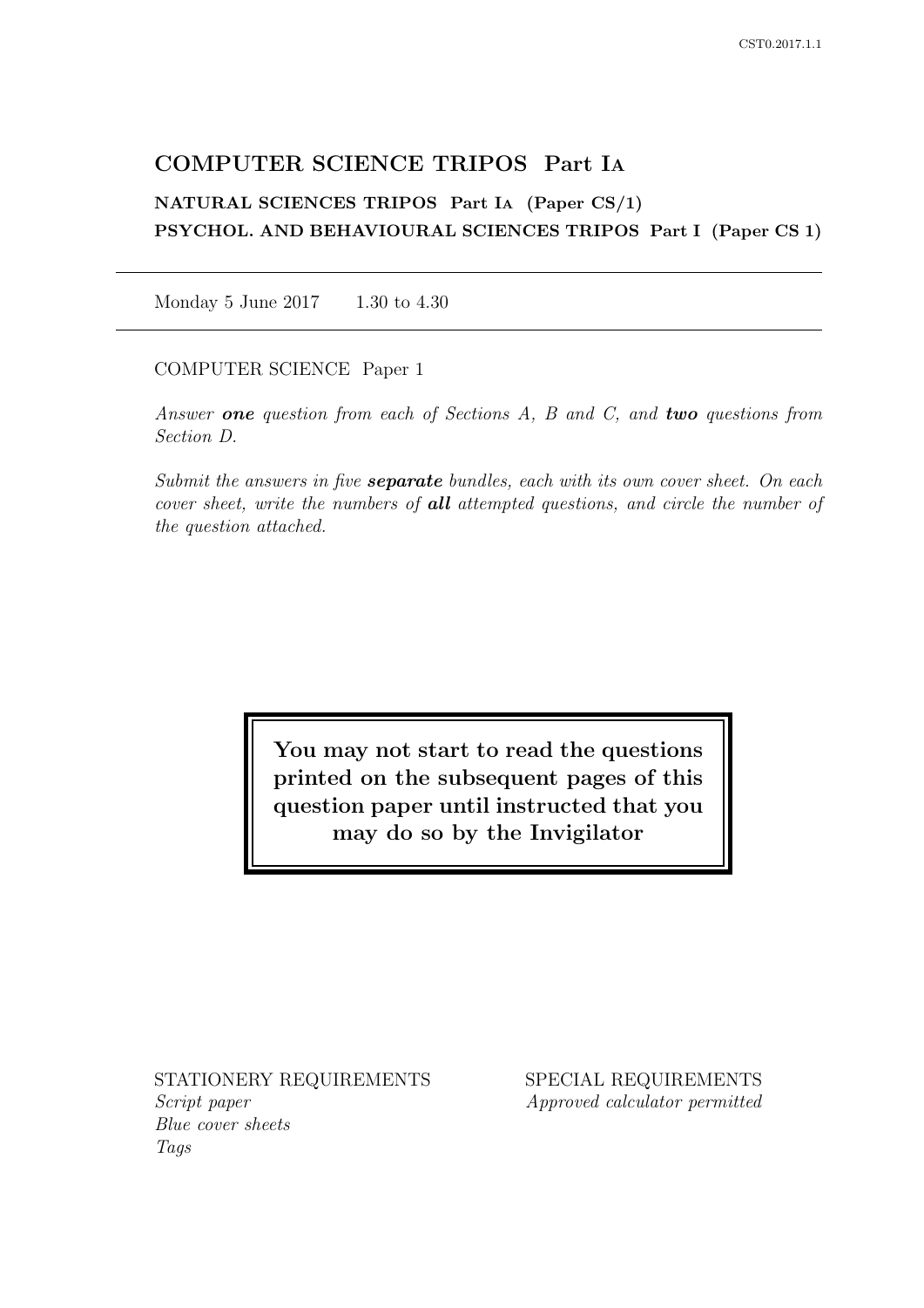# COMPUTER SCIENCE TRIPOS Part IA

## NATURAL SCIENCES TRIPOS Part IA (Paper CS/1)

## PSYCHOL. AND BEHAVIOURAL SCIENCES TRIPOS Part I (Paper CS 1)

---

Monday 5 June 2017 1.30 to 4.30

---

COMPUTER SCIENCE Paper 1

*Answer **one** question from each of Sections A, B and C, and **two** questions from Section D.*

*Submit the answers in five **separate** bundles, each with its own cover sheet. On each cover sheet, write the numbers of **all** attempted questions, and circle the number of the question attached.*

**You may not start to read the questions printed on the subsequent pages of this question paper until instructed that you may do so by the Invigilator**

STATIONERY REQUIREMENTS
*Script paper*
*Blue cover sheets*
*Tags*

SPECIAL REQUIREMENTS
*Approved calculator permitted*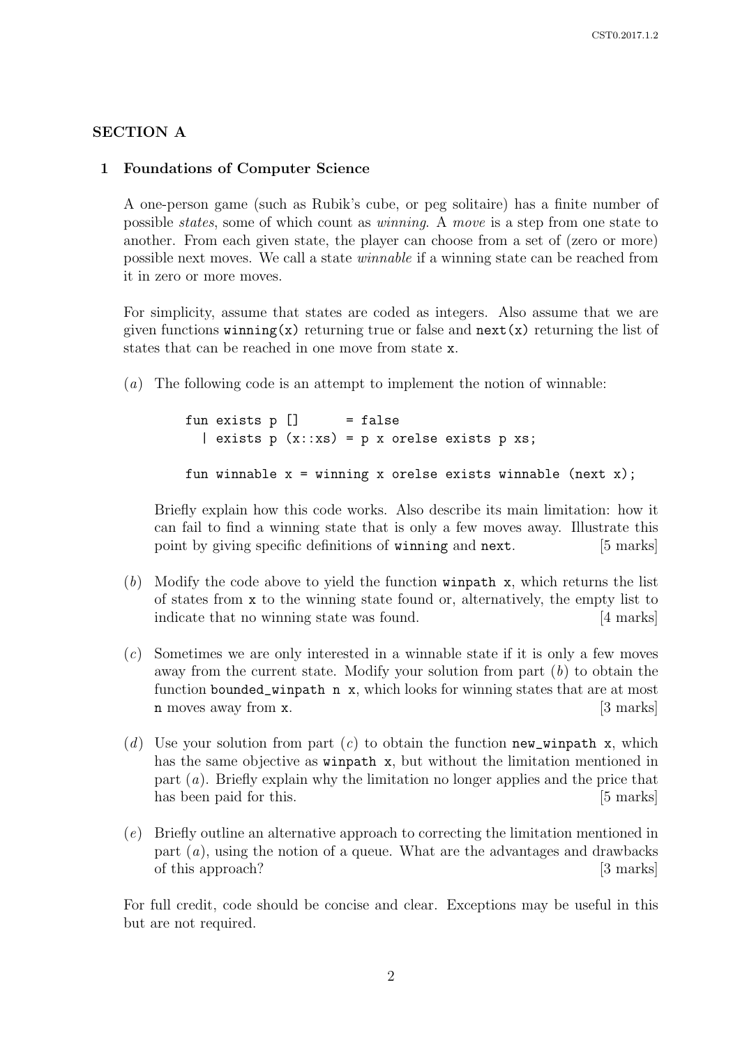## SECTION A

### 1 Foundations of Computer Science

A one-person game (such as Rubik's cube, or peg solitaire) has a finite number of possible *states*, some of which count as *winning*. A *move* is a step from one state to another. From each given state, the player can choose from a set of (zero or more) possible next moves. We call a state *winnable* if a winning state can be reached from it in zero or more moves.

For simplicity, assume that states are coded as integers. Also assume that we are given functions `winning(x)` returning true or false and `next(x)` returning the list of states that can be reached in one move from state `x`.

(*a*) The following code is an attempt to implement the notion of winnable:

```
fun exists p []      = false
  | exists p (x::xs) = p x orelse exists p xs;

fun winnable x = winning x orelse exists winnable (next x);
```

Briefly explain how this code works. Also describe its main limitation: how it can fail to find a winning state that is only a few moves away. Illustrate this point by giving specific definitions of `winning` and `next`. [5 marks]

(*b*) Modify the code above to yield the function `winpath x`, which returns the list of states from `x` to the winning state found or, alternatively, the empty list to indicate that no winning state was found. [4 marks]

(*c*) Sometimes we are only interested in a winnable state if it is only a few moves away from the current state. Modify your solution from part (*b*) to obtain the function `bounded_winpath n x`, which looks for winning states that are at most `n` moves away from `x`. [3 marks]

(*d*) Use your solution from part (*c*) to obtain the function `new_winpath x`, which has the same objective as `winpath x`, but without the limitation mentioned in part (*a*). Briefly explain why the limitation no longer applies and the price that has been paid for this. [5 marks]

(*e*) Briefly outline an alternative approach to correcting the limitation mentioned in part (*a*), using the notion of a queue. What are the advantages and drawbacks of this approach? [3 marks]

For full credit, code should be concise and clear. Exceptions may be useful in this but are not required.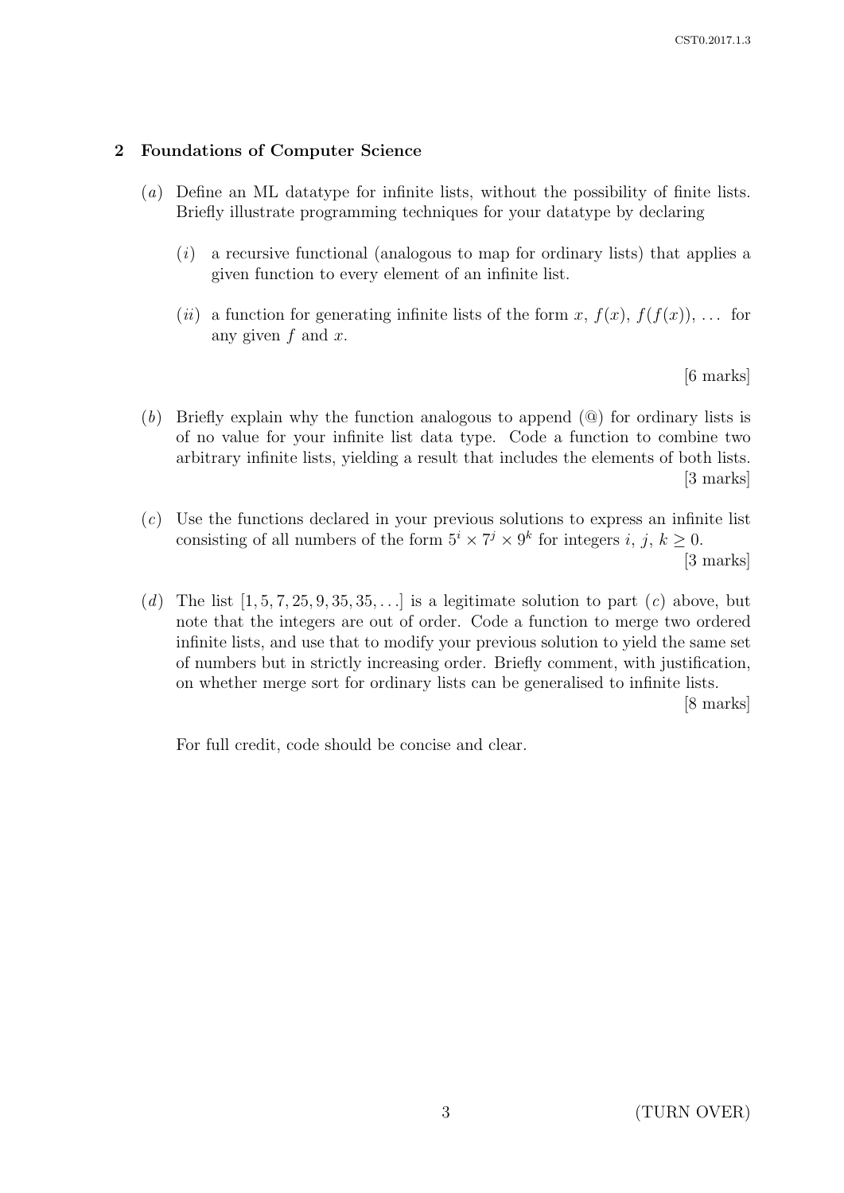## 2 Foundations of Computer Science

(*a*) Define an ML datatype for infinite lists, without the possibility of finite lists. Briefly illustrate programming techniques for your datatype by declaring

> (*i*) a recursive functional (analogous to map for ordinary lists) that applies a given function to every element of an infinite list.
>
> (*ii*) a function for generating infinite lists of the form $x$, $f(x)$, $f(f(x))$, ... for any given $f$ and $x$.

[6 marks]

(*b*) Briefly explain why the function analogous to append (@) for ordinary lists is of no value for your infinite list data type. Code a function to combine two arbitrary infinite lists, yielding a result that includes the elements of both lists. [3 marks]

(*c*) Use the functions declared in your previous solutions to express an infinite list consisting of all numbers of the form $5^i \times 7^j \times 9^k$ for integers $i, j, k \geq 0$. [3 marks]

(*d*) The list $[1, 5, 7, 25, 9, 35, 35, \ldots]$ is a legitimate solution to part (*c*) above, but note that the integers are out of order. Code a function to merge two ordered infinite lists, and use that to modify your previous solution to yield the same set of numbers but in strictly increasing order. Briefly comment, with justification, on whether merge sort for ordinary lists can be generalised to infinite lists. [8 marks]

For full credit, code should be concise and clear.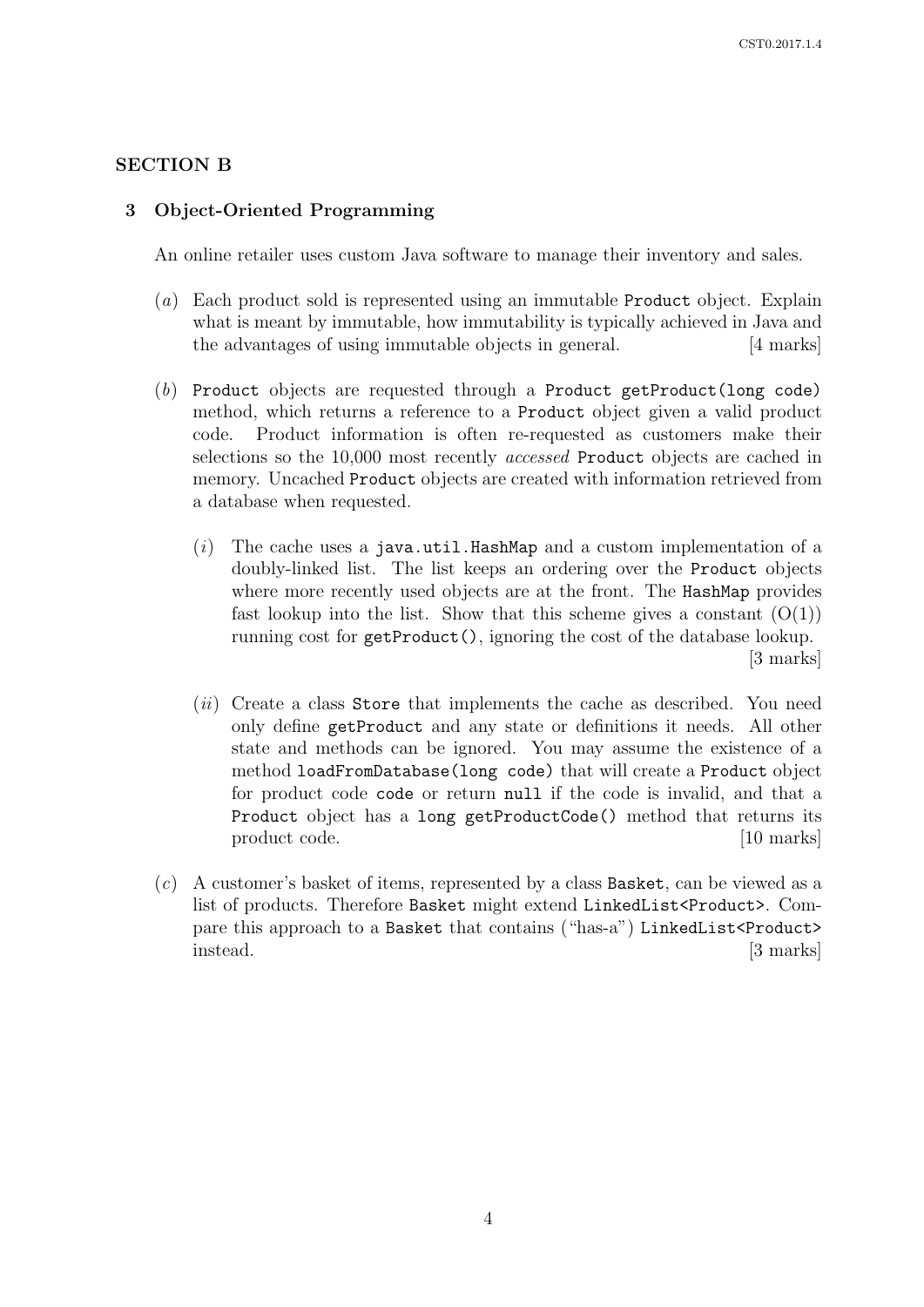## SECTION B

### 3 Object-Oriented Programming

An online retailer uses custom Java software to manage their inventory and sales.

(*a*) Each product sold is represented using an immutable `Product` object. Explain what is meant by immutable, how immutability is typically achieved in Java and the advantages of using immutable objects in general. [4 marks]

(*b*) `Product` objects are requested through a `Product getProduct(long code)` method, which returns a reference to a `Product` object given a valid product code. Product information is often re-requested as customers make their selections so the 10,000 most recently *accessed* `Product` objects are cached in memory. Uncached `Product` objects are created with information retrieved from a database when requested.

(*i*) The cache uses a `java.util.HashMap` and a custom implementation of a doubly-linked list. The list keeps an ordering over the `Product` objects where more recently used objects are at the front. The `HashMap` provides fast lookup into the list. Show that this scheme gives a constant ($O(1)$) running cost for `getProduct()`, ignoring the cost of the database lookup. [3 marks]

(*ii*) Create a class `Store` that implements the cache as described. You need only define `getProduct` and any state or definitions it needs. All other state and methods can be ignored. You may assume the existence of a method `loadFromDatabase(long code)` that will create a `Product` object for product code `code` or return `null` if the code is invalid, and that a `Product` object has a `long getProductCode()` method that returns its product code. [10 marks]

(*c*) A customer's basket of items, represented by a class `Basket`, can be viewed as a list of products. Therefore `Basket` might extend `LinkedList<Product>`. Compare this approach to a `Basket` that contains ("has-a") `LinkedList<Product>` instead. [3 marks]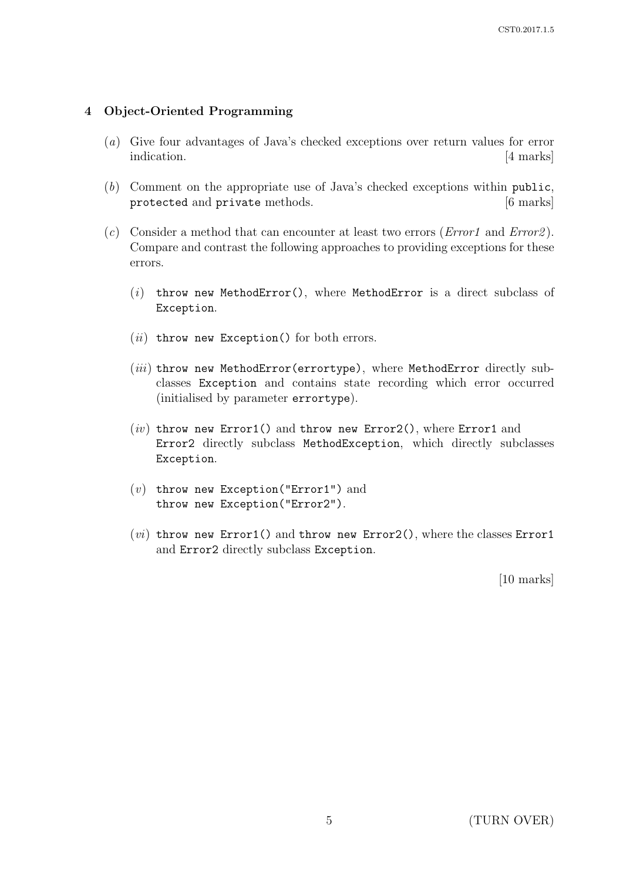## 4 Object-Oriented Programming

(*a*) Give four advantages of Java's checked exceptions over return values for error indication. [4 marks]

(*b*) Comment on the appropriate use of Java's checked exceptions within `public`, `protected` and `private` methods. [6 marks]

(*c*) Consider a method that can encounter at least two errors (*Error1* and *Error2*). Compare and contrast the following approaches to providing exceptions for these errors.

(*i*) `throw new MethodError()`, where `MethodError` is a direct subclass of `Exception`.

(*ii*) `throw new Exception()` for both errors.

(*iii*) `throw new MethodError(errortype)`, where `MethodError` directly subclasses `Exception` and contains state recording which error occurred (initialised by parameter `errortype`).

(*iv*) `throw new Error1()` and `throw new Error2()`, where `Error1` and `Error2` directly subclass `MethodException`, which directly subclasses `Exception`.

(*v*) `throw new Exception("Error1")` and `throw new Exception("Error2")`.

(*vi*) `throw new Error1()` and `throw new Error2()`, where the classes `Error1` and `Error2` directly subclass `Exception`.

[10 marks]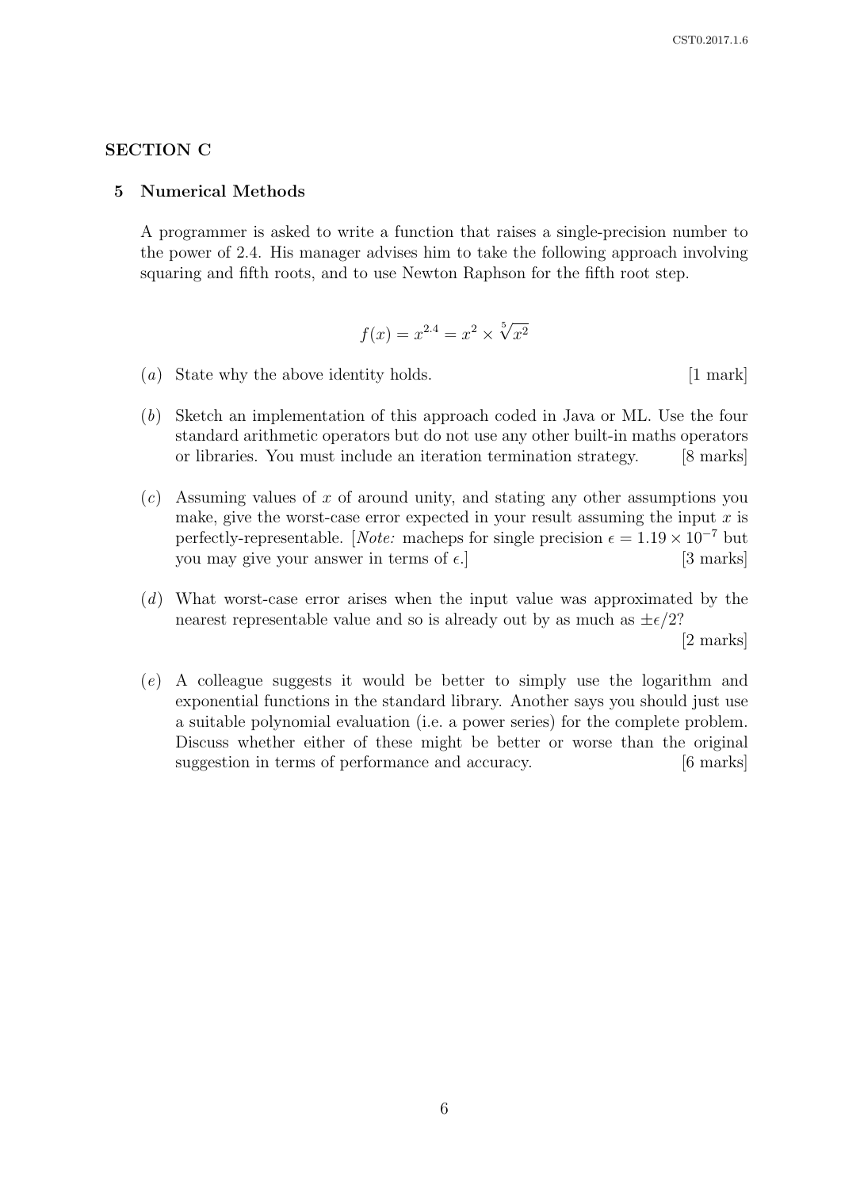## SECTION C

### 5 Numerical Methods

A programmer is asked to write a function that raises a single-precision number to the power of 2.4. His manager advises him to take the following approach involving squaring and fifth roots, and to use Newton Raphson for the fifth root step.

$$f(x) = x^{2.4} = x^2 \times \sqrt[5]{x^2}$$

(*a*) State why the above identity holds. [1 mark]

(*b*) Sketch an implementation of this approach coded in Java or ML. Use the four standard arithmetic operators but do not use any other built-in maths operators or libraries. You must include an iteration termination strategy. [8 marks]

(*c*) Assuming values of $x$ of around unity, and stating any other assumptions you make, give the worst-case error expected in your result assuming the input $x$ is perfectly-representable. [*Note:* macheps for single precision $\epsilon = 1.19 \times 10^{-7}$ but you may give your answer in terms of $\epsilon$.] [3 marks]

(*d*) What worst-case error arises when the input value was approximated by the nearest representable value and so is already out by as much as $\pm\epsilon/2$? [2 marks]

(*e*) A colleague suggests it would be better to simply use the logarithm and exponential functions in the standard library. Another says you should just use a suitable polynomial evaluation (i.e. a power series) for the complete problem. Discuss whether either of these might be better or worse than the original suggestion in terms of performance and accuracy. [6 marks]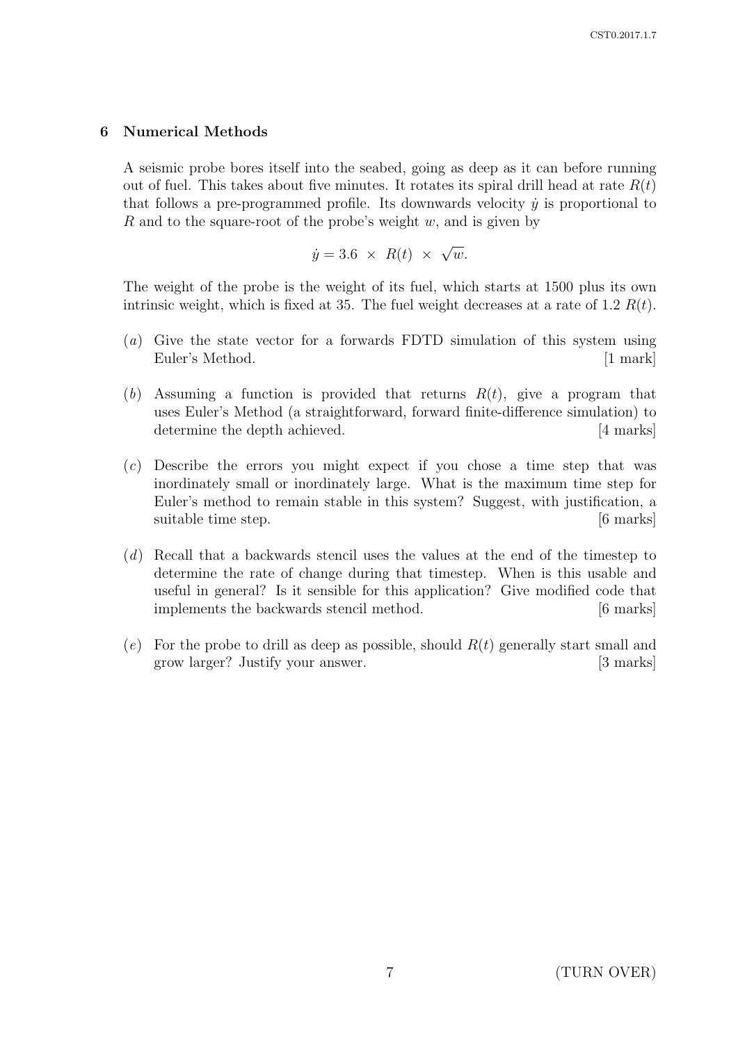## 6 Numerical Methods

A seismic probe bores itself into the seabed, going as deep as it can before running out of fuel. This takes about five minutes. It rotates its spiral drill head at rate $R(t)$ that follows a pre-programmed profile. Its downwards velocity $\dot{y}$ is proportional to $R$ and to the square-root of the probe's weight $w$, and is given by

$$\dot{y} = 3.6 \times R(t) \times \sqrt{w}.$$

The weight of the probe is the weight of its fuel, which starts at 1500 plus its own intrinsic weight, which is fixed at 35. The fuel weight decreases at a rate of 1.2 $R(t)$.

(*a*) Give the state vector for a forwards FDTD simulation of this system using Euler's Method. [1 mark]

(*b*) Assuming a function is provided that returns $R(t)$, give a program that uses Euler's Method (a straightforward, forward finite-difference simulation) to determine the depth achieved. [4 marks]

(*c*) Describe the errors you might expect if you chose a time step that was inordinately small or inordinately large. What is the maximum time step for Euler's method to remain stable in this system? Suggest, with justification, a suitable time step. [6 marks]

(*d*) Recall that a backwards stencil uses the values at the end of the timestep to determine the rate of change during that timestep. When is this usable and useful in general? Is it sensible for this application? Give modified code that implements the backwards stencil method. [6 marks]

(*e*) For the probe to drill as deep as possible, should $R(t)$ generally start small and grow larger? Justify your answer. [3 marks]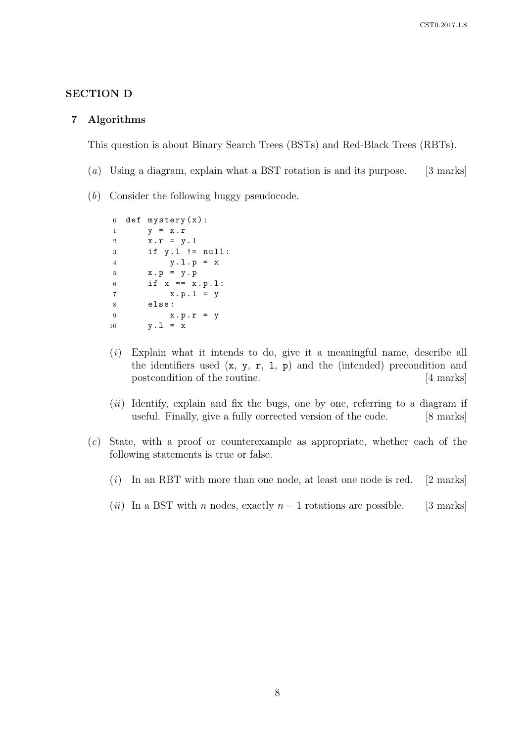## SECTION D

### 7 Algorithms

This question is about Binary Search Trees (BSTs) and Red-Black Trees (RBTs).

(*a*) Using a diagram, explain what a BST rotation is and its purpose. [3 marks]

(*b*) Consider the following buggy pseudocode.

```
0  def mystery(x):
1      y = x.r
2      x.r = y.l
3      if y.l != null:
4          y.l.p = x
5      x.p = y.p
6      if x == x.p.l:
7          x.p.l = y
8      else:
9          x.p.r = y
10     y.l = x
```

(*i*) Explain what it intends to do, give it a meaningful name, describe all the identifiers used (`x`, `y`, `r`, `l`, `p`) and the (intended) precondition and postcondition of the routine. [4 marks]

(*ii*) Identify, explain and fix the bugs, one by one, referring to a diagram if useful. Finally, give a fully corrected version of the code. [8 marks]

(*c*) State, with a proof or counterexample as appropriate, whether each of the following statements is true or false.

(*i*) In an RBT with more than one node, at least one node is red. [2 marks]

(*ii*) In a BST with $n$ nodes, exactly $n - 1$ rotations are possible. [3 marks]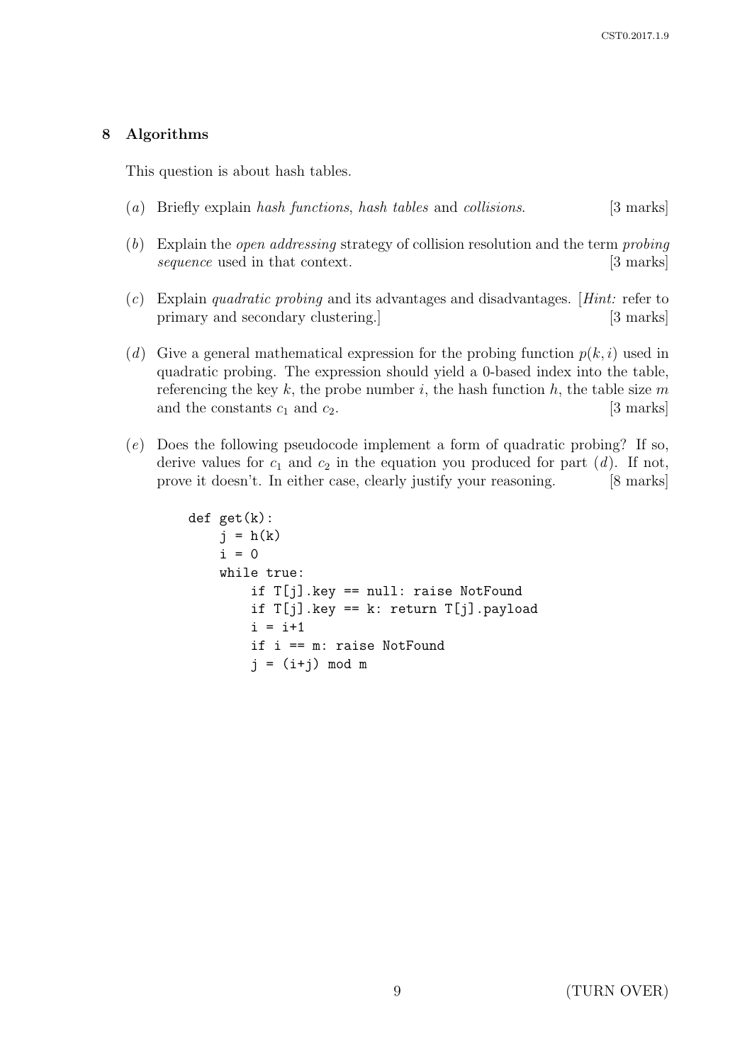## 8 Algorithms

This question is about hash tables.

(*a*) Briefly explain *hash functions*, *hash tables* and *collisions*. [3 marks]

(*b*) Explain the *open addressing* strategy of collision resolution and the term *probing sequence* used in that context. [3 marks]

(*c*) Explain *quadratic probing* and its advantages and disadvantages. [*Hint:* refer to primary and secondary clustering.] [3 marks]

(*d*) Give a general mathematical expression for the probing function $p(k, i)$ used in quadratic probing. The expression should yield a 0-based index into the table, referencing the key $k$, the probe number $i$, the hash function $h$, the table size $m$ and the constants $c_1$ and $c_2$. [3 marks]

(*e*) Does the following pseudocode implement a form of quadratic probing? If so, derive values for $c_1$ and $c_2$ in the equation you produced for part (*d*). If not, prove it doesn't. In either case, clearly justify your reasoning. [8 marks]

```
def get(k):
    j = h(k)
    i = 0
    while true:
        if T[j].key == null: raise NotFound
        if T[j].key == k: return T[j].payload
        i = i+1
        if i == m: raise NotFound
        j = (i+j) mod m
```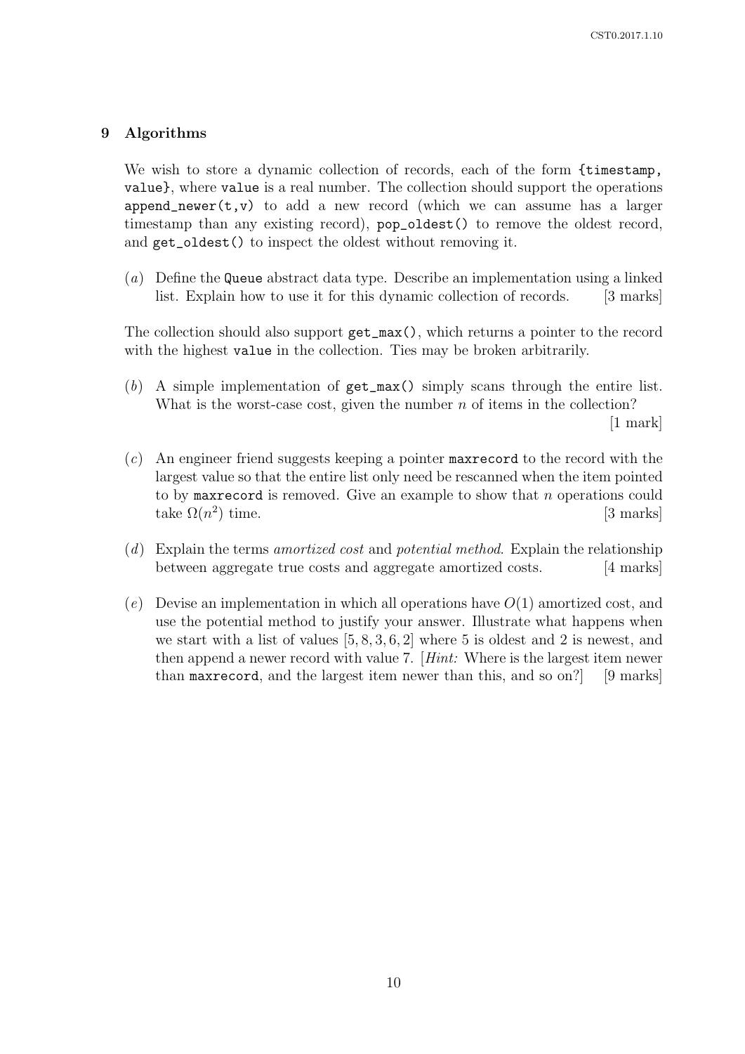## 9 Algorithms

We wish to store a dynamic collection of records, each of the form `{timestamp, value}`, where `value` is a real number. The collection should support the operations `append_newer(t,v)` to add a new record (which we can assume has a larger timestamp than any existing record), `pop_oldest()` to remove the oldest record, and `get_oldest()` to inspect the oldest without removing it.

(*a*) Define the `Queue` abstract data type. Describe an implementation using a linked list. Explain how to use it for this dynamic collection of records. [3 marks]

The collection should also support `get_max()`, which returns a pointer to the record with the highest `value` in the collection. Ties may be broken arbitrarily.

(*b*) A simple implementation of `get_max()` simply scans through the entire list. What is the worst-case cost, given the number $n$ of items in the collection? [1 mark]

(*c*) An engineer friend suggests keeping a pointer `maxrecord` to the record with the largest value so that the entire list only need be rescanned when the item pointed to by `maxrecord` is removed. Give an example to show that $n$ operations could take $\Omega(n^2)$ time. [3 marks]

(*d*) Explain the terms *amortized cost* and *potential method*. Explain the relationship between aggregate true costs and aggregate amortized costs. [4 marks]

(*e*) Devise an implementation in which all operations have $O(1)$ amortized cost, and use the potential method to justify your answer. Illustrate what happens when we start with a list of values $[5, 8, 3, 6, 2]$ where 5 is oldest and 2 is newest, and then append a newer record with value 7. [*Hint:* Where is the largest item newer than `maxrecord`, and the largest item newer than this, and so on?] [9 marks]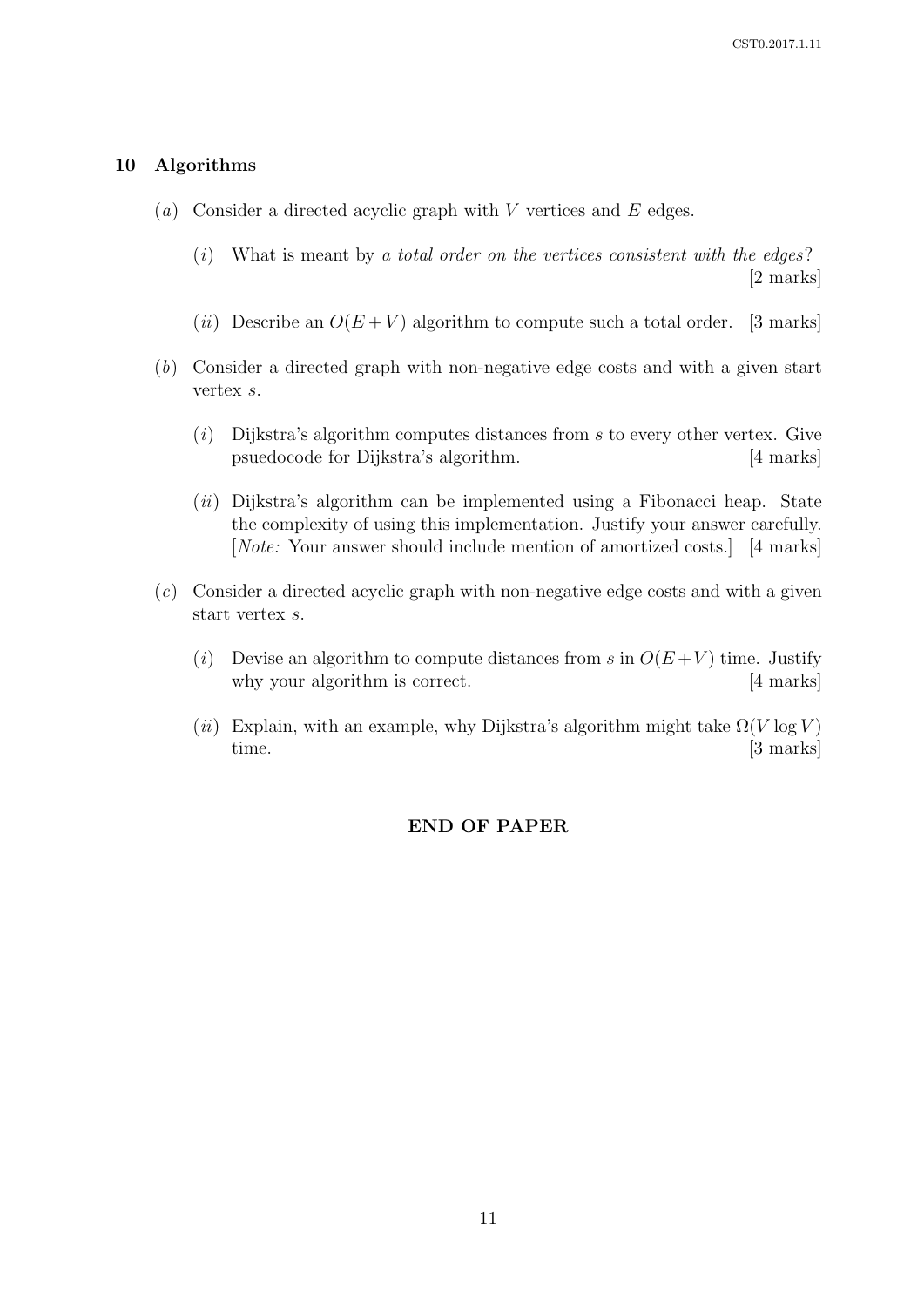## 10 Algorithms

(*a*) Consider a directed acyclic graph with $V$ vertices and $E$ edges.

(*i*) What is meant by *a total order on the vertices consistent with the edges*? [2 marks]

(*ii*) Describe an $O(E+V)$ algorithm to compute such a total order. [3 marks]

(*b*) Consider a directed graph with non-negative edge costs and with a given start vertex $s$.

(*i*) Dijkstra's algorithm computes distances from $s$ to every other vertex. Give psuedocode for Dijkstra's algorithm. [4 marks]

(*ii*) Dijkstra's algorithm can be implemented using a Fibonacci heap. State the complexity of using this implementation. Justify your answer carefully. [*Note:* Your answer should include mention of amortized costs.] [4 marks]

(*c*) Consider a directed acyclic graph with non-negative edge costs and with a given start vertex $s$.

(*i*) Devise an algorithm to compute distances from $s$ in $O(E+V)$ time. Justify why your algorithm is correct. [4 marks]

(*ii*) Explain, with an example, why Dijkstra's algorithm might take $\Omega(V \log V)$ time. [3 marks]

**END OF PAPER**